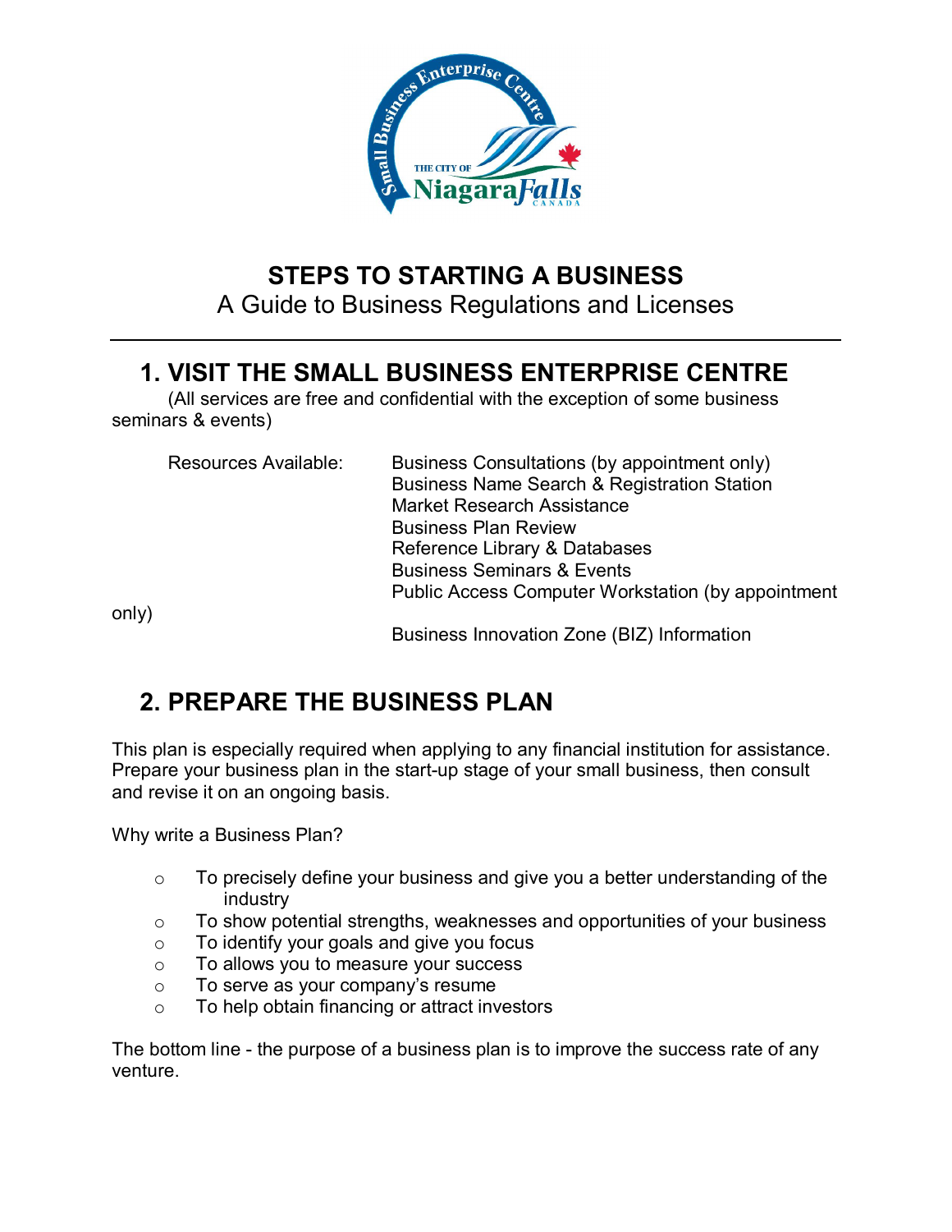# STEPS TO STARTING A BUSINESS

A Guide to Business Regulations and Licenses

## 1. VISIT THE SMALL BUSINESS ENTERPRISE CENTRE

(All services are free and confidential with the exception of some business seminars & events)

Resources Available:

- Business Consultations (by appointment only)
- Business Name Search & Registration Station
- Market Research Assistance
- Business Plan Review
- Reference Library & Databases
- Business Seminars & Events
- Public Access Computer Workstation (by appointment only)
- Business Innovation Zone (BIZ) Information

## 2. PREPARE THE BUSINESS PLAN

This plan is especially required when applying to any financial institution for assistance. Prepare your business plan in the start-up stage of your small business, then consult and revise it on an ongoing basis.

Why write a Business Plan?

- To precisely define your business and give you a better understanding of the industry
- To show potential strengths, weaknesses and opportunities of your business
- To identify your goals and give you focus
- To allows you to measure your success
- To serve as your company's resume
- To help obtain financing or attract investors

The bottom line - the purpose of a business plan is to improve the success rate of any venture.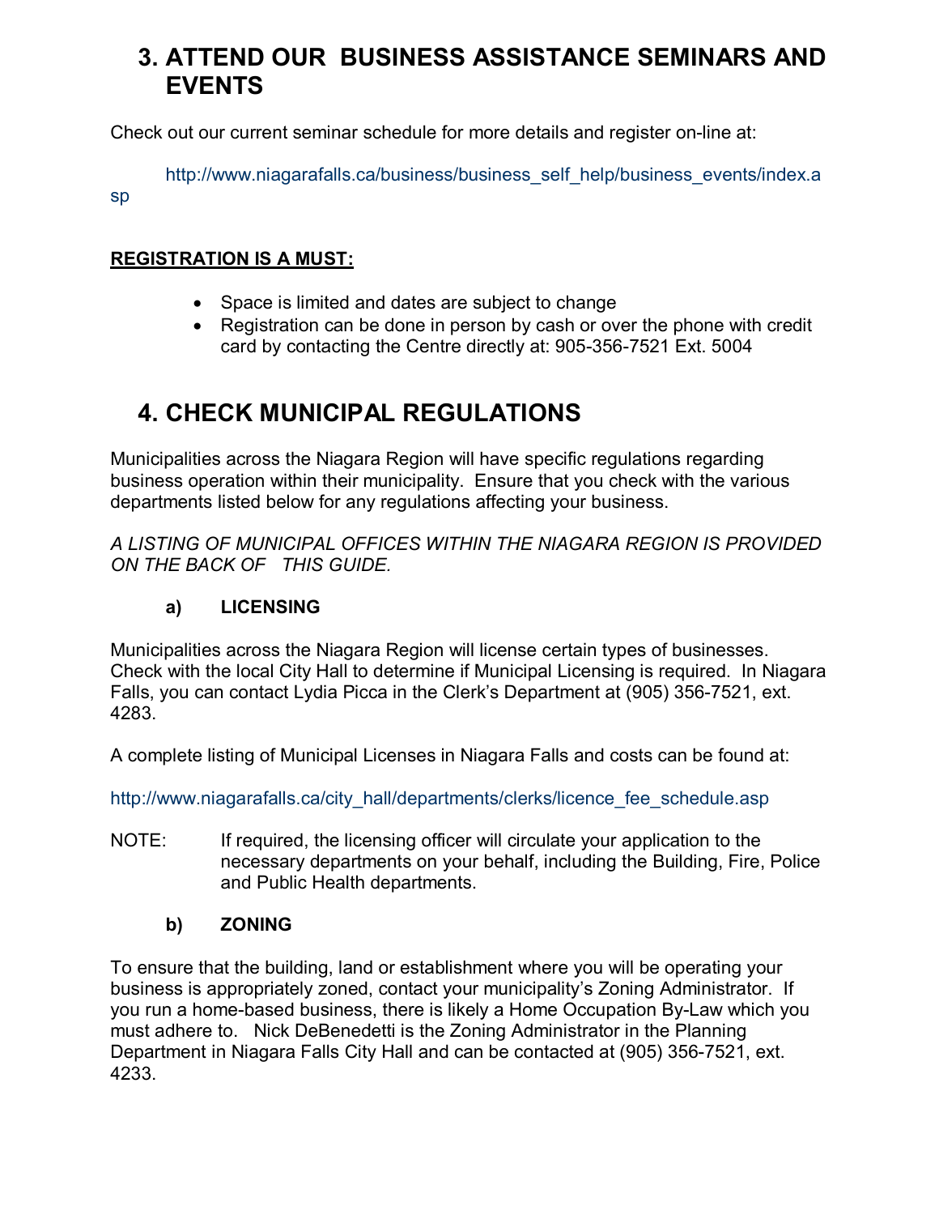## 3. ATTEND OUR BUSINESS ASSISTANCE SEMINARS AND EVENTS

Check out our current seminar schedule for more details and register on-line at:

http://www.niagarafalls.ca/business/business_self_help/business_events/index.asp

**REGISTRATION IS A MUST:**

- Space is limited and dates are subject to change
- Registration can be done in person by cash or over the phone with credit card by contacting the Centre directly at: 905-356-7521 Ext. 5004

## 4. CHECK MUNICIPAL REGULATIONS

Municipalities across the Niagara Region will have specific regulations regarding business operation within their municipality. Ensure that you check with the various departments listed below for any regulations affecting your business.

*A LISTING OF MUNICIPAL OFFICES WITHIN THE NIAGARA REGION IS PROVIDED ON THE BACK OF THIS GUIDE.*

### a) LICENSING

Municipalities across the Niagara Region will license certain types of businesses. Check with the local City Hall to determine if Municipal Licensing is required. In Niagara Falls, you can contact Lydia Picca in the Clerk's Department at (905) 356-7521, ext. 4283.

A complete listing of Municipal Licenses in Niagara Falls and costs can be found at:

http://www.niagarafalls.ca/city_hall/departments/clerks/licence_fee_schedule.asp

NOTE: If required, the licensing officer will circulate your application to the necessary departments on your behalf, including the Building, Fire, Police and Public Health departments.

### b) ZONING

To ensure that the building, land or establishment where you will be operating your business is appropriately zoned, contact your municipality's Zoning Administrator. If you run a home-based business, there is likely a Home Occupation By-Law which you must adhere to. Nick DeBenedetti is the Zoning Administrator in the Planning Department in Niagara Falls City Hall and can be contacted at (905) 356-7521, ext. 4233.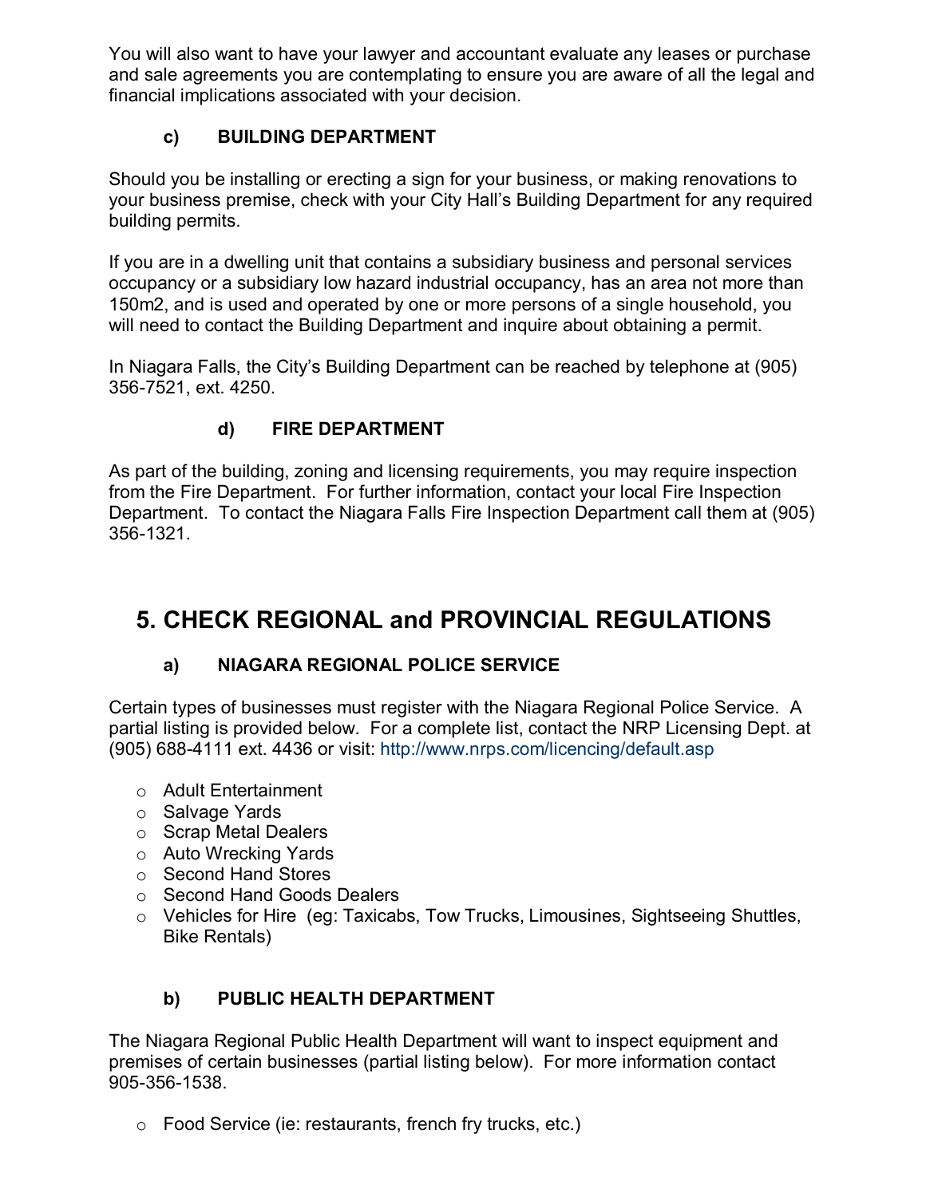You will also want to have your lawyer and accountant evaluate any leases or purchase and sale agreements you are contemplating to ensure you are aware of all the legal and financial implications associated with your decision.

### c) BUILDING DEPARTMENT

Should you be installing or erecting a sign for your business, or making renovations to your business premise, check with your City Hall's Building Department for any required building permits.

If you are in a dwelling unit that contains a subsidiary business and personal services occupancy or a subsidiary low hazard industrial occupancy, has an area not more than 150m2, and is used and operated by one or more persons of a single household, you will need to contact the Building Department and inquire about obtaining a permit.

In Niagara Falls, the City's Building Department can be reached by telephone at (905) 356-7521, ext. 4250.

### d) FIRE DEPARTMENT

As part of the building, zoning and licensing requirements, you may require inspection from the Fire Department. For further information, contact your local Fire Inspection Department. To contact the Niagara Falls Fire Inspection Department call them at (905) 356-1321.

## 5. CHECK REGIONAL and PROVINCIAL REGULATIONS

### a) NIAGARA REGIONAL POLICE SERVICE

Certain types of businesses must register with the Niagara Regional Police Service. A partial listing is provided below. For a complete list, contact the NRP Licensing Dept. at (905) 688-4111 ext. 4436 or visit: http://www.nrps.com/licencing/default.asp

- Adult Entertainment
- Salvage Yards
- Scrap Metal Dealers
- Auto Wrecking Yards
- Second Hand Stores
- Second Hand Goods Dealers
- Vehicles for Hire (eg: Taxicabs, Tow Trucks, Limousines, Sightseeing Shuttles, Bike Rentals)

### b) PUBLIC HEALTH DEPARTMENT

The Niagara Regional Public Health Department will want to inspect equipment and premises of certain businesses (partial listing below). For more information contact 905-356-1538.

- Food Service (ie: restaurants, french fry trucks, etc.)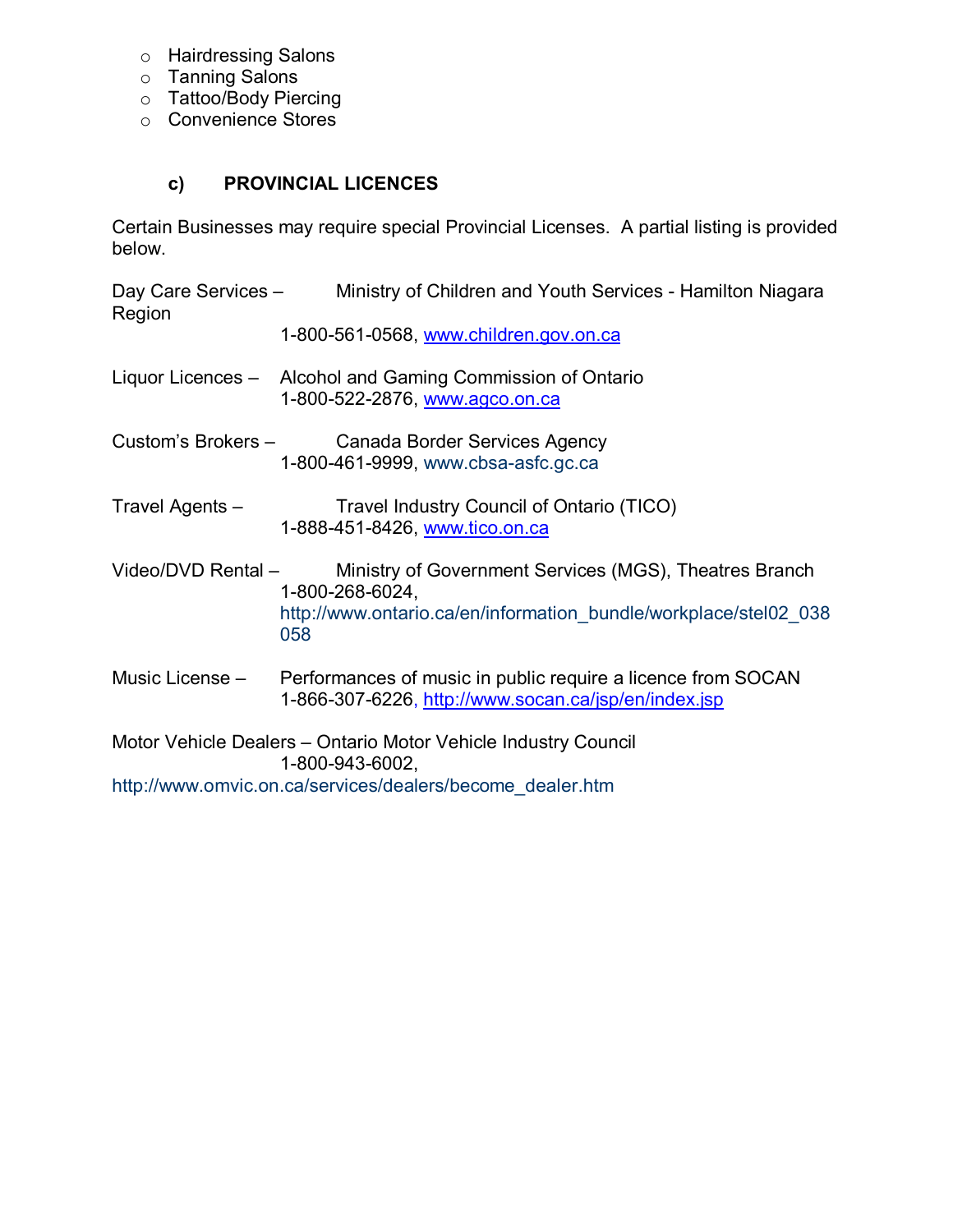- Hairdressing Salons
- Tanning Salons
- Tattoo/Body Piercing
- Convenience Stores

### c) PROVINCIAL LICENCES

Certain Businesses may require special Provincial Licenses. A partial listing is provided below.

Day Care Services – Ministry of Children and Youth Services - Hamilton Niagara Region
1-800-561-0568, www.children.gov.on.ca

Liquor Licences – Alcohol and Gaming Commission of Ontario
1-800-522-2876, www.agco.on.ca

Custom's Brokers – Canada Border Services Agency
1-800-461-9999, www.cbsa-asfc.gc.ca

Travel Agents – Travel Industry Council of Ontario (TICO)
1-888-451-8426, www.tico.on.ca

Video/DVD Rental – Ministry of Government Services (MGS), Theatres Branch
1-800-268-6024,
http://www.ontario.ca/en/information_bundle/workplace/stel02_038058

Music License – Performances of music in public require a licence from SOCAN
1-866-307-6226, http://www.socan.ca/jsp/en/index.jsp

Motor Vehicle Dealers – Ontario Motor Vehicle Industry Council
1-800-943-6002,
http://www.omvic.on.ca/services/dealers/become_dealer.htm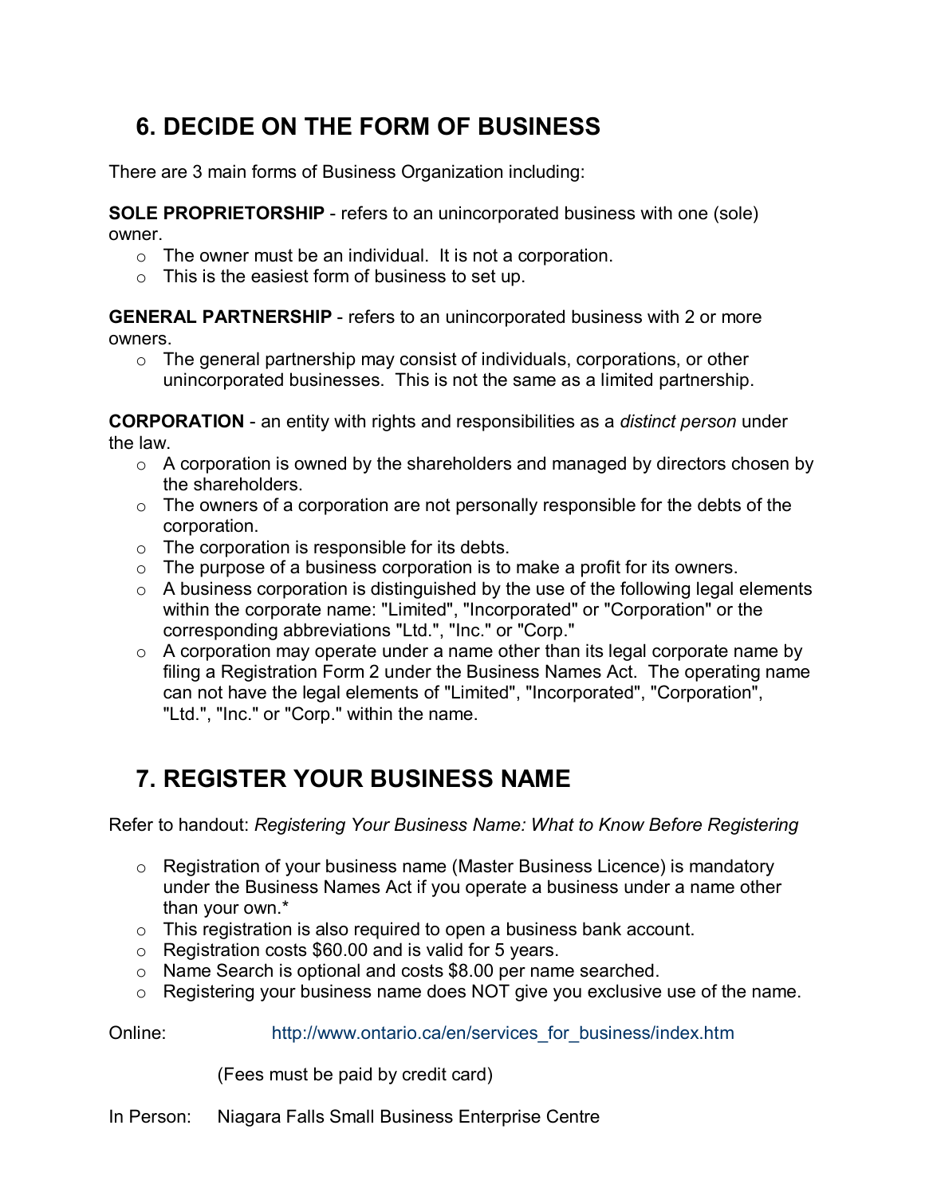## 6. DECIDE ON THE FORM OF BUSINESS

There are 3 main forms of Business Organization including:

**SOLE PROPRIETORSHIP** - refers to an unincorporated business with one (sole) owner.

- The owner must be an individual. It is not a corporation.
- This is the easiest form of business to set up.

**GENERAL PARTNERSHIP** - refers to an unincorporated business with 2 or more owners.

- The general partnership may consist of individuals, corporations, or other unincorporated businesses. This is not the same as a limited partnership.

**CORPORATION** - an entity with rights and responsibilities as a *distinct person* under the law.

- A corporation is owned by the shareholders and managed by directors chosen by the shareholders.
- The owners of a corporation are not personally responsible for the debts of the corporation.
- The corporation is responsible for its debts.
- The purpose of a business corporation is to make a profit for its owners.
- A business corporation is distinguished by the use of the following legal elements within the corporate name: "Limited", "Incorporated" or "Corporation" or the corresponding abbreviations "Ltd.", "Inc." or "Corp."
- A corporation may operate under a name other than its legal corporate name by filing a Registration Form 2 under the Business Names Act. The operating name can not have the legal elements of "Limited", "Incorporated", "Corporation", "Ltd.", "Inc." or "Corp." within the name.

## 7. REGISTER YOUR BUSINESS NAME

Refer to handout: *Registering Your Business Name: What to Know Before Registering*

- Registration of your business name (Master Business Licence) is mandatory under the Business Names Act if you operate a business under a name other than your own.*
- This registration is also required to open a business bank account.
- Registration costs $60.00 and is valid for 5 years.
- Name Search is optional and costs $8.00 per name searched.
- Registering your business name does NOT give you exclusive use of the name.

Online: http://www.ontario.ca/en/services_for_business/index.htm

(Fees must be paid by credit card)

In Person: Niagara Falls Small Business Enterprise Centre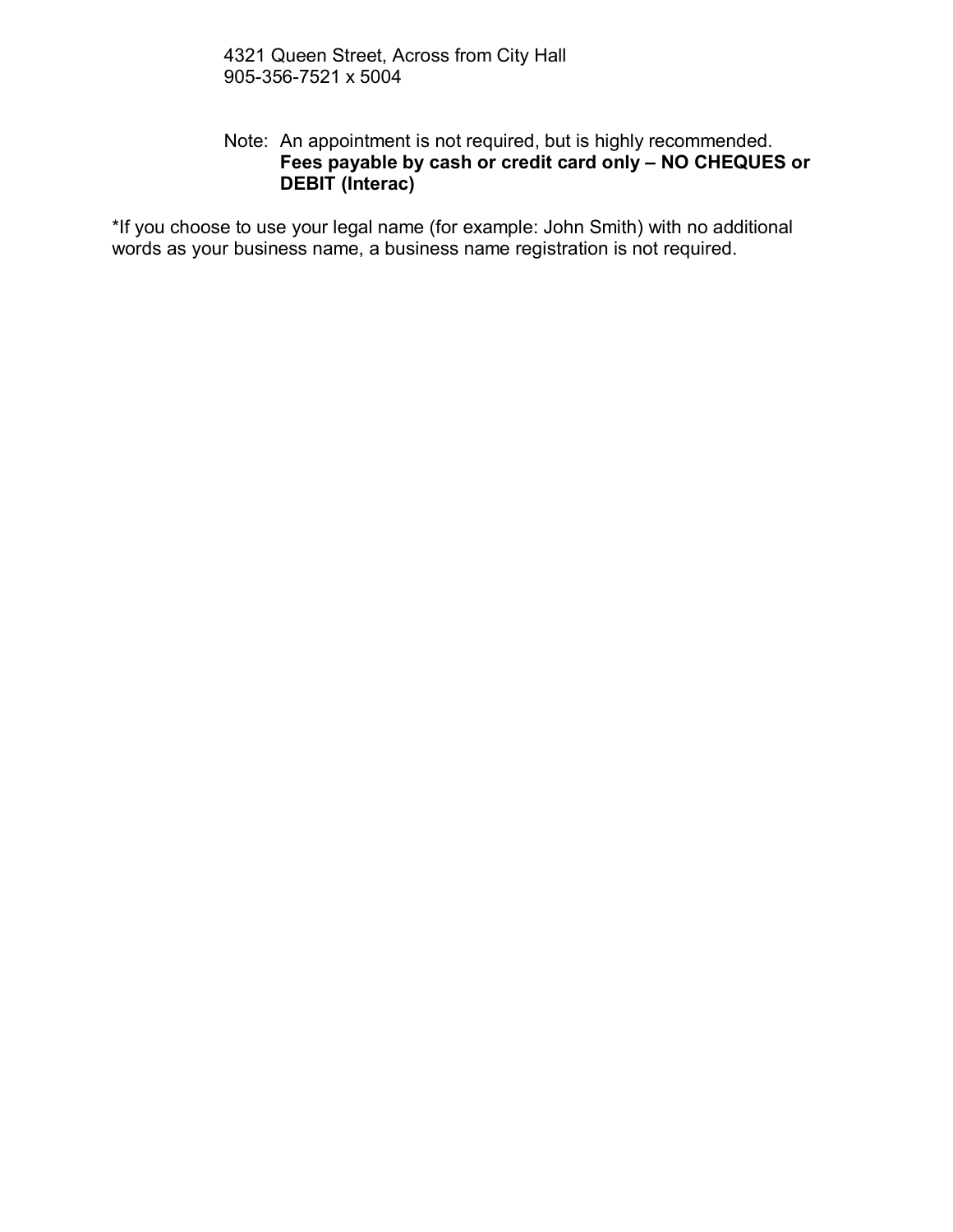4321 Queen Street, Across from City Hall
905-356-7521 x 5004

Note: An appointment is not required, but is highly recommended.
**Fees payable by cash or credit card only – NO CHEQUES or DEBIT (Interac)**

*If you choose to use your legal name (for example: John Smith) with no additional words as your business name, a business name registration is not required.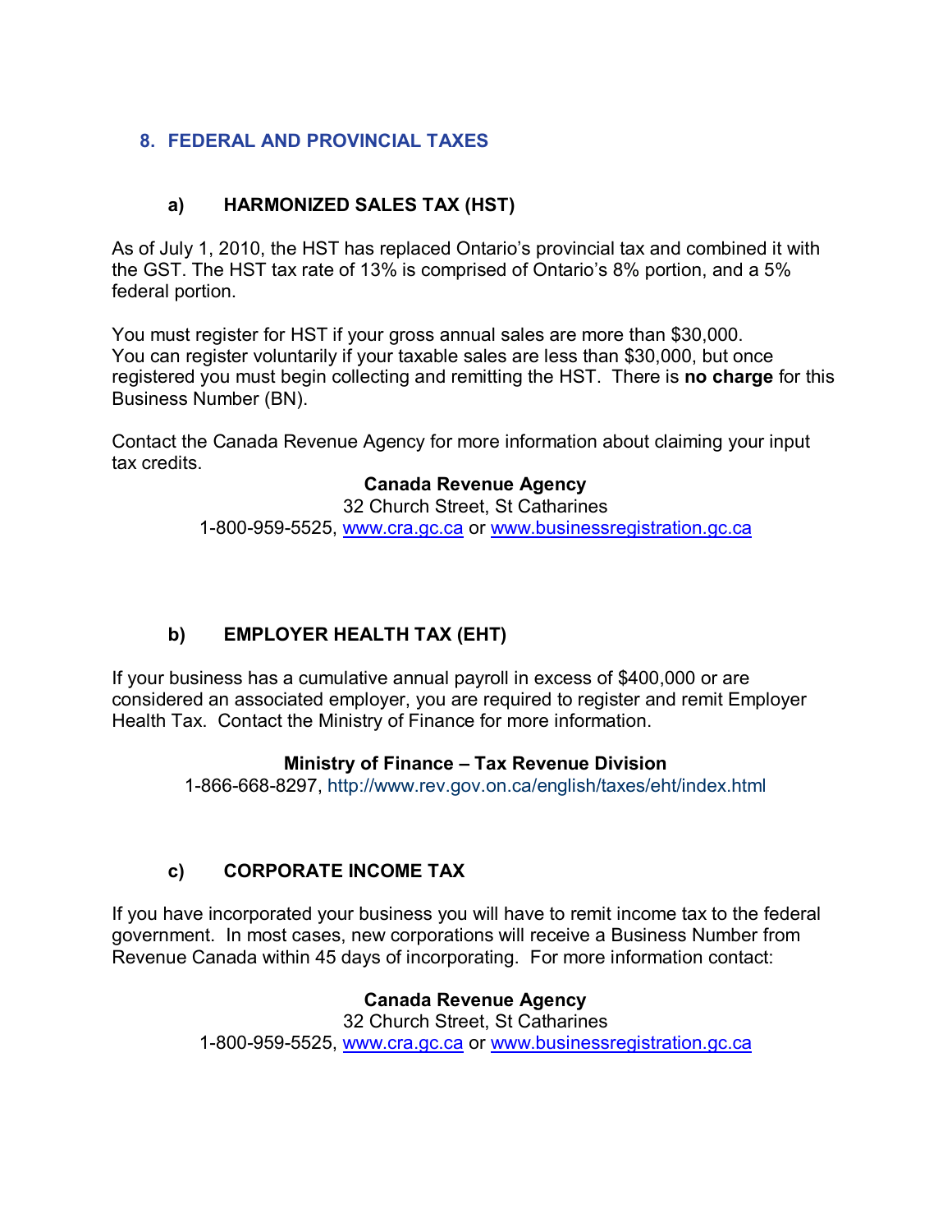## 8. FEDERAL AND PROVINCIAL TAXES

### a) HARMONIZED SALES TAX (HST)

As of July 1, 2010, the HST has replaced Ontario's provincial tax and combined it with the GST. The HST tax rate of 13% is comprised of Ontario's 8% portion, and a 5% federal portion.

You must register for HST if your gross annual sales are more than $30,000. You can register voluntarily if your taxable sales are less than $30,000, but once registered you must begin collecting and remitting the HST. There is **no charge** for this Business Number (BN).

Contact the Canada Revenue Agency for more information about claiming your input tax credits.

**Canada Revenue Agency**
32 Church Street, St Catharines
1-800-959-5525, www.cra.gc.ca or www.businessregistration.gc.ca

### b) EMPLOYER HEALTH TAX (EHT)

If your business has a cumulative annual payroll in excess of $400,000 or are considered an associated employer, you are required to register and remit Employer Health Tax. Contact the Ministry of Finance for more information.

**Ministry of Finance – Tax Revenue Division**
1-866-668-8297, http://www.rev.gov.on.ca/english/taxes/eht/index.html

### c) CORPORATE INCOME TAX

If you have incorporated your business you will have to remit income tax to the federal government. In most cases, new corporations will receive a Business Number from Revenue Canada within 45 days of incorporating. For more information contact:

**Canada Revenue Agency**
32 Church Street, St Catharines
1-800-959-5525, www.cra.gc.ca or www.businessregistration.gc.ca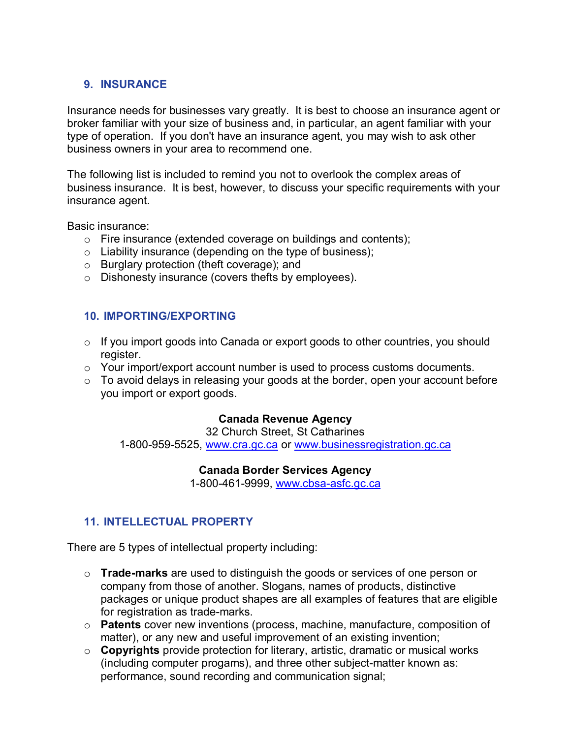## 9. INSURANCE

Insurance needs for businesses vary greatly. It is best to choose an insurance agent or broker familiar with your size of business and, in particular, an agent familiar with your type of operation. If you don't have an insurance agent, you may wish to ask other business owners in your area to recommend one.

The following list is included to remind you not to overlook the complex areas of business insurance. It is best, however, to discuss your specific requirements with your insurance agent.

Basic insurance:

- Fire insurance (extended coverage on buildings and contents);
- Liability insurance (depending on the type of business);
- Burglary protection (theft coverage); and
- Dishonesty insurance (covers thefts by employees).

## 10. IMPORTING/EXPORTING

- If you import goods into Canada or export goods to other countries, you should register.
- Your import/export account number is used to process customs documents.
- To avoid delays in releasing your goods at the border, open your account before you import or export goods.

**Canada Revenue Agency**
32 Church Street, St Catharines
1-800-959-5525, www.cra.gc.ca or www.businessregistration.gc.ca

**Canada Border Services Agency**
1-800-461-9999, www.cbsa-asfc.gc.ca

## 11. INTELLECTUAL PROPERTY

There are 5 types of intellectual property including:

- **Trade-marks** are used to distinguish the goods or services of one person or company from those of another. Slogans, names of products, distinctive packages or unique product shapes are all examples of features that are eligible for registration as trade-marks.
- **Patents** cover new inventions (process, machine, manufacture, composition of matter), or any new and useful improvement of an existing invention;
- **Copyrights** provide protection for literary, artistic, dramatic or musical works (including computer progams), and three other subject-matter known as: performance, sound recording and communication signal;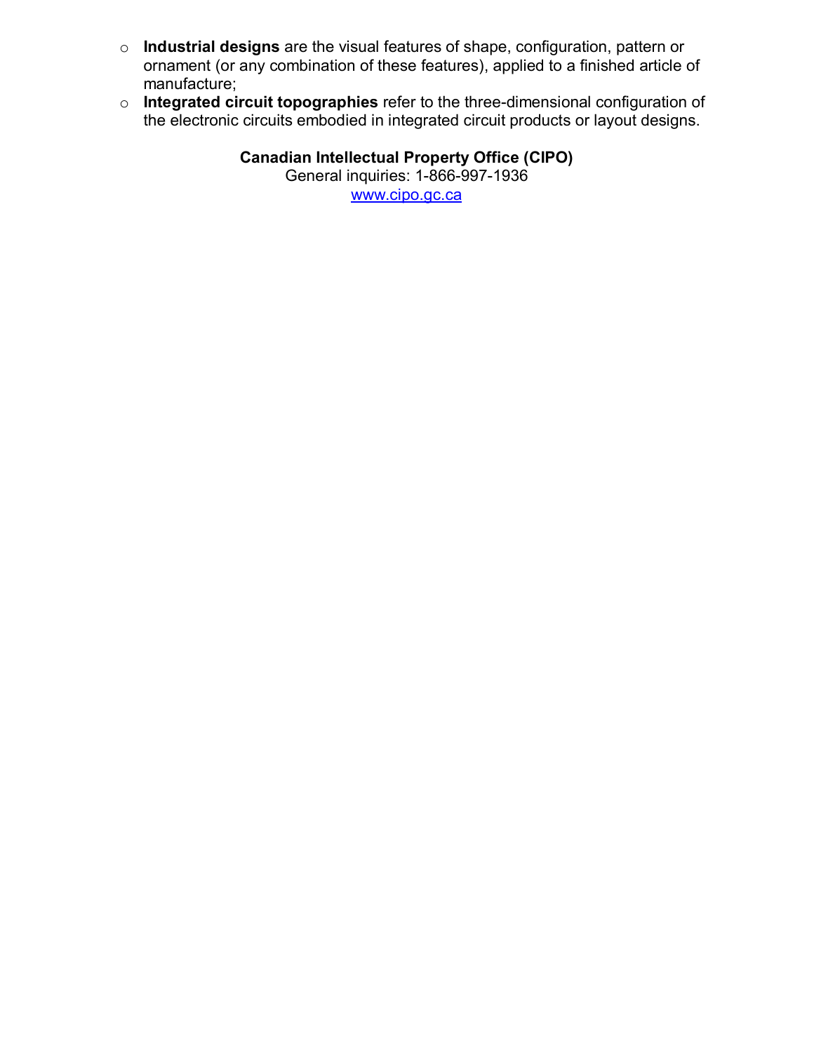- **Industrial designs** are the visual features of shape, configuration, pattern or ornament (or any combination of these features), applied to a finished article of manufacture;
- **Integrated circuit topographies** refer to the three-dimensional configuration of the electronic circuits embodied in integrated circuit products or layout designs.

**Canadian Intellectual Property Office (CIPO)**
General inquiries: 1-866-997-1936
[www.cipo.gc.ca](http://www.cipo.gc.ca)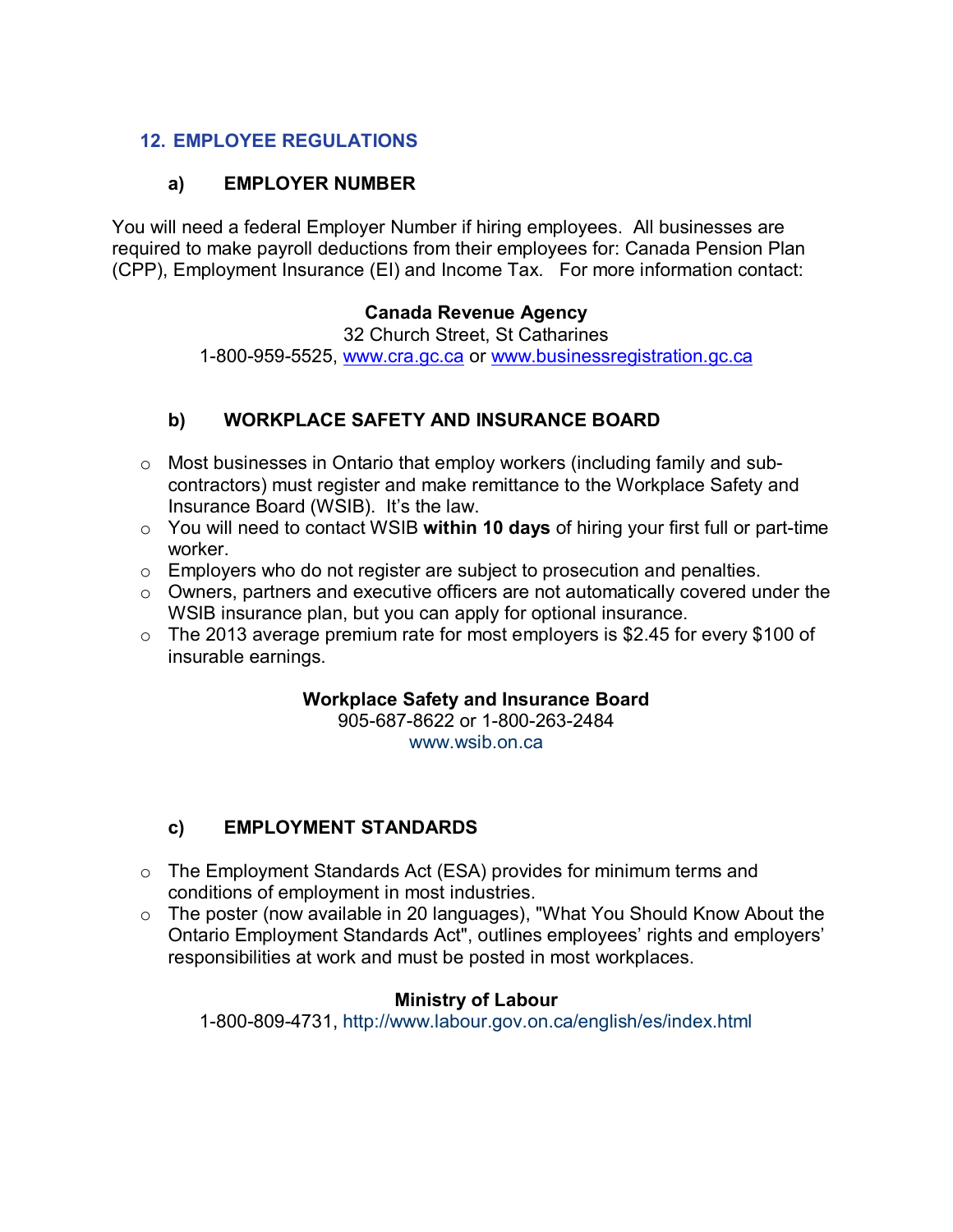## 12. EMPLOYEE REGULATIONS

### a) EMPLOYER NUMBER

You will need a federal Employer Number if hiring employees. All businesses are required to make payroll deductions from their employees for: Canada Pension Plan (CPP), Employment Insurance (EI) and Income Tax. For more information contact:

**Canada Revenue Agency**
32 Church Street, St Catharines
1-800-959-5525, www.cra.gc.ca or www.businessregistration.gc.ca

### b) WORKPLACE SAFETY AND INSURANCE BOARD

- Most businesses in Ontario that employ workers (including family and sub-contractors) must register and make remittance to the Workplace Safety and Insurance Board (WSIB). It's the law.
- You will need to contact WSIB **within 10 days** of hiring your first full or part-time worker.
- Employers who do not register are subject to prosecution and penalties.
- Owners, partners and executive officers are not automatically covered under the WSIB insurance plan, but you can apply for optional insurance.
- The 2013 average premium rate for most employers is $2.45 for every $100 of insurable earnings.

**Workplace Safety and Insurance Board**
905-687-8622 or 1-800-263-2484
www.wsib.on.ca

### c) EMPLOYMENT STANDARDS

- The Employment Standards Act (ESA) provides for minimum terms and conditions of employment in most industries.
- The poster (now available in 20 languages), "What You Should Know About the Ontario Employment Standards Act", outlines employees' rights and employers' responsibilities at work and must be posted in most workplaces.

**Ministry of Labour**
1-800-809-4731, http://www.labour.gov.on.ca/english/es/index.html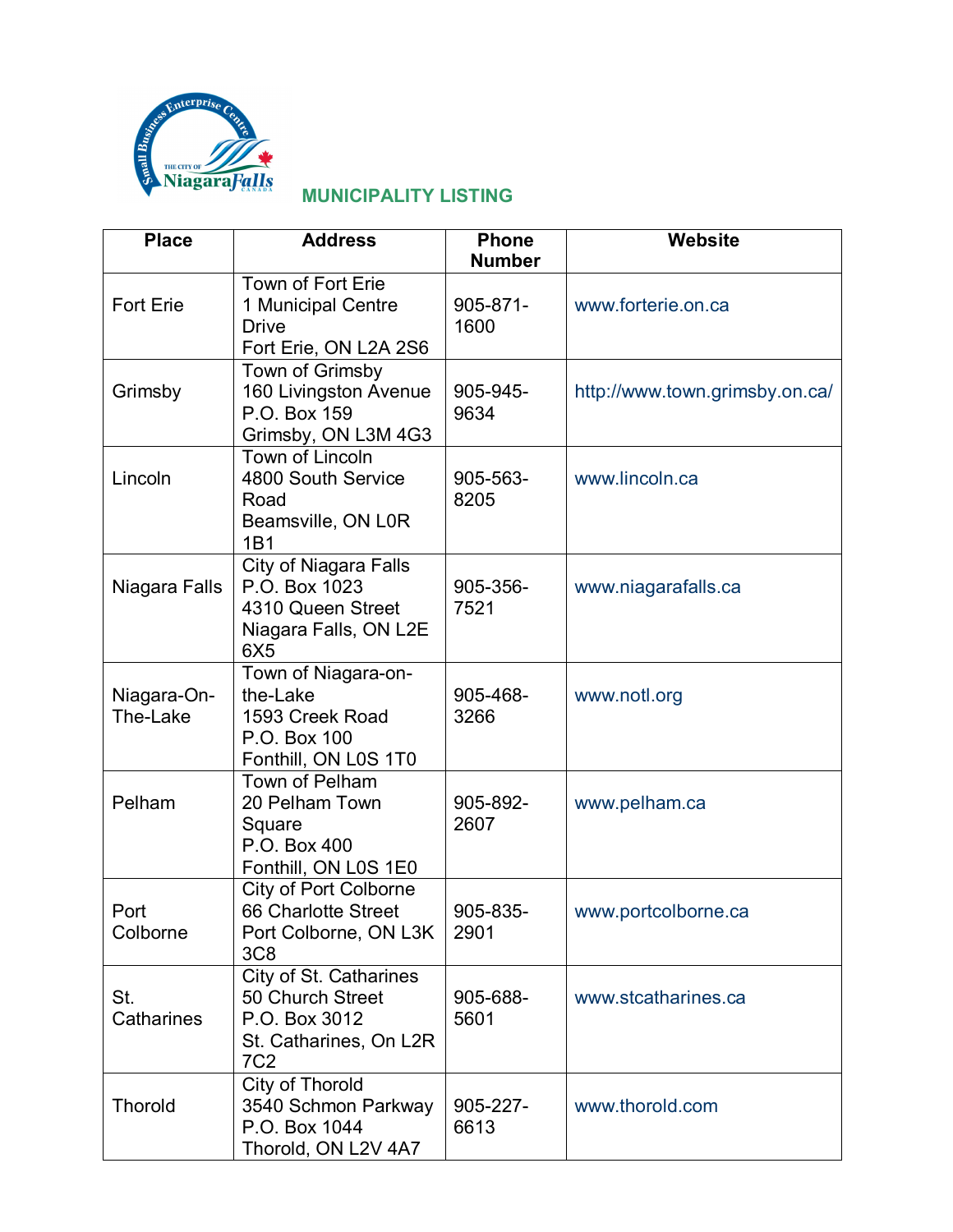## MUNICIPALITY LISTING

| Place | Address | Phone Number | Website |
|---|---|---|---|
| Fort Erie | Town of Fort Erie<br>1 Municipal Centre Drive<br>Fort Erie, ON L2A 2S6 | 905-871-1600 | www.forterie.on.ca |
| Grimsby | Town of Grimsby<br>160 Livingston Avenue<br>P.O. Box 159<br>Grimsby, ON L3M 4G3 | 905-945-9634 | http://www.town.grimsby.on.ca/ |
| Lincoln | Town of Lincoln<br>4800 South Service Road<br>Beamsville, ON L0R 1B1 | 905-563-8205 | www.lincoln.ca |
| Niagara Falls | City of Niagara Falls<br>P.O. Box 1023<br>4310 Queen Street<br>Niagara Falls, ON L2E 6X5 | 905-356-7521 | www.niagarafalls.ca |
| Niagara-On-The-Lake | Town of Niagara-on-the-Lake<br>1593 Creek Road<br>P.O. Box 100<br>Fonthill, ON L0S 1T0 | 905-468-3266 | www.notl.org |
| Pelham | Town of Pelham<br>20 Pelham Town Square<br>P.O. Box 400<br>Fonthill, ON L0S 1E0 | 905-892-2607 | www.pelham.ca |
| Port Colborne | City of Port Colborne<br>66 Charlotte Street<br>Port Colborne, ON L3K 3C8 | 905-835-2901 | www.portcolborne.ca |
| St. Catharines | City of St. Catharines<br>50 Church Street<br>P.O. Box 3012<br>St. Catharines, On L2R 7C2 | 905-688-5601 | www.stcatharines.ca |
| Thorold | City of Thorold<br>3540 Schmon Parkway<br>P.O. Box 1044<br>Thorold, ON L2V 4A7 | 905-227-6613 | www.thorold.com |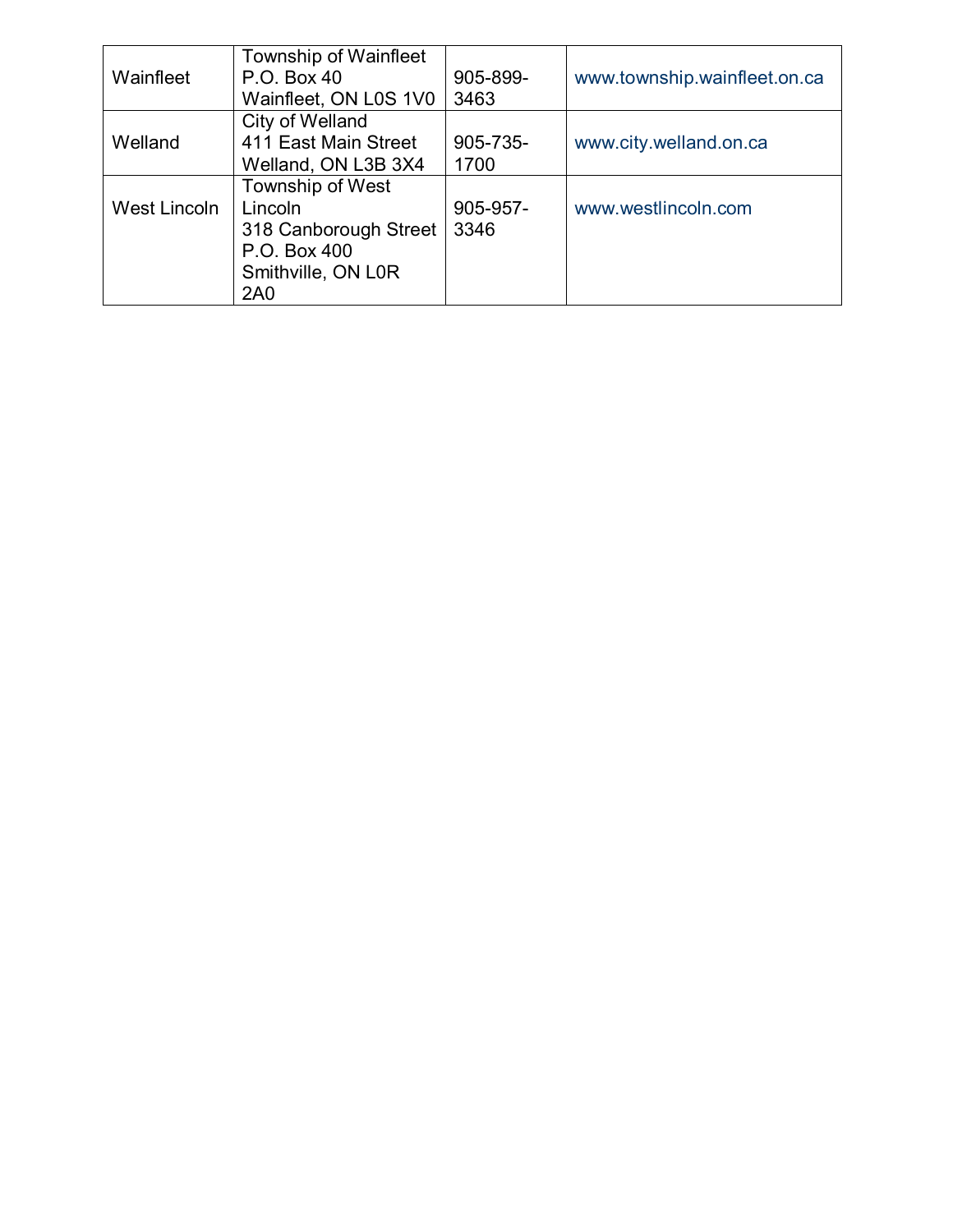| | | | |
|---|---|---|---|
| Wainfleet | Township of Wainfleet<br>P.O. Box 40<br>Wainfleet, ON L0S 1V0 | 905-899-3463 | www.township.wainfleet.on.ca |
| Welland | City of Welland<br>411 East Main Street<br>Welland, ON L3B 3X4 | 905-735-1700 | www.city.welland.on.ca |
| West Lincoln | Township of West Lincoln<br>318 Canborough Street<br>P.O. Box 400<br>Smithville, ON L0R 2A0 | 905-957-3346 | www.westlincoln.com |